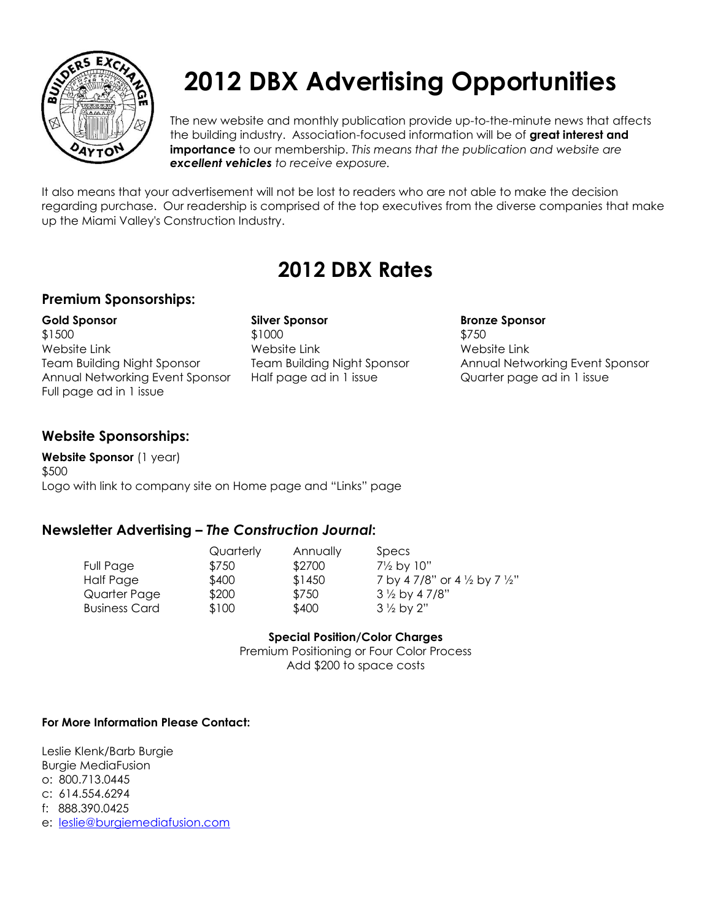# 2012 DBX Advertising Opportunities

The new website and monthly publication provide up-to-the-minute news that affects the building industry. Association-focused information will be of **great interest and importance** to our membership. *This means that the publication and website are* ***excellent vehicles*** *to receive exposure.*

It also means that your advertisement will not be lost to readers who are not able to make the decision regarding purchase. Our readership is comprised of the top executives from the diverse companies that make up the Miami Valley's Construction Industry.

## 2012 DBX Rates

### Premium Sponsorships:

**Gold Sponsor**
$1500
Website Link
Team Building Night Sponsor
Annual Networking Event Sponsor
Full page ad in 1 issue

**Silver Sponsor**
$1000
Website Link
Team Building Night Sponsor
Half page ad in 1 issue

**Bronze Sponsor**
$750
Website Link
Annual Networking Event Sponsor
Quarter page ad in 1 issue

### Website Sponsorships:

**Website Sponsor** (1 year)
$500
Logo with link to company site on Home page and "Links" page

### Newsletter Advertising – *The Construction Journal*:

| | Quarterly | Annually | Specs |
|---|---|---|---|
| Full Page | $750 | $2700 | 7½ by 10" |
| Half Page | $400 | $1450 | 7 by 4 7/8" or 4 ½ by 7 ½" |
| Quarter Page | $200 | $750 | 3 ½ by 4 7/8" |
| Business Card | $100 | $400 | 3 ½ by 2" |

**Special Position/Color Charges**
Premium Positioning or Four Color Process
Add $200 to space costs

**For More Information Please Contact:**

Leslie Klenk/Barb Burgie
Burgie MediaFusion
o: 800.713.0445
c: 614.554.6294
f: 888.390.0425
e: leslie@burgiemediafusion.com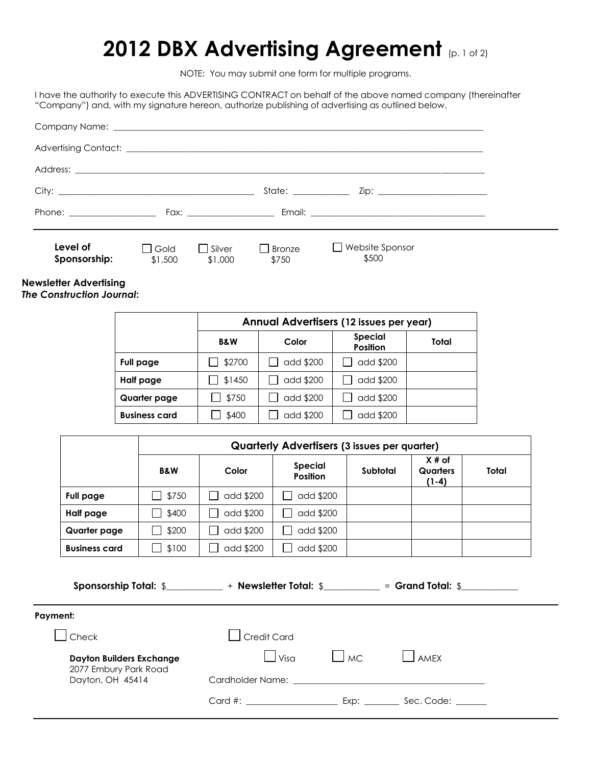# 2012 DBX Advertising Agreement (p. 1 of 2)

NOTE: You may submit one form for multiple programs.

I have the authority to execute this ADVERTISING CONTRACT on behalf of the above named company (thereinafter "Company") and, with my signature hereon, authorize publishing of advertising as outlined below.

Company Name: ______________________________________________

Advertising Contact: ______________________________________________

Address: ______________________________________________

City: ______________________ State: __________ Zip: ______________

Phone: ______________ Fax: ______________ Email: ______________________

**Level of Sponsorship:** ☐ Gold $1,500 ☐ Silver $1,000 ☐ Bronze $750 ☐ Website Sponsor $500

**Newsletter Advertising**
***The Construction Journal*:**

| | Annual Advertisers (12 issues per year) | | | |
|---|---|---|---|---|
| | **B&W** | **Color** | **Special Position** | **Total** |
| **Full page** | ☐ $2700 | ☐ add $200 | ☐ add $200 | |
| **Half page** | ☐ $1450 | ☐ add $200 | ☐ add $200 | |
| **Quarter page** | ☐ $750 | ☐ add $200 | ☐ add $200 | |
| **Business card** | ☐ $400 | ☐ add $200 | ☐ add $200 | |

| | Quarterly Advertisers (3 issues per quarter) | | | | | |
|---|---|---|---|---|---|---|
| | **B&W** | **Color** | **Special Position** | **Subtotal** | **X # of Quarters (1-4)** | **Total** |
| **Full page** | ☐ $750 | ☐ add $200 | ☐ add $200 | | | |
| **Half page** | ☐ $400 | ☐ add $200 | ☐ add $200 | | | |
| **Quarter page** | ☐ $200 | ☐ add $200 | ☐ add $200 | | | |
| **Business card** | ☐ $100 | ☐ add $200 | ☐ add $200 | | | |

**Sponsorship Total:** $__________ + **Newsletter Total:** $__________ = **Grand Total:** $__________

**Payment:**

☐ Check

**Dayton Builders Exchange**
2077 Embury Park Road
Dayton, OH 45414

☐ Credit Card

☐ Visa ☐ MC ☐ AMEX

Cardholder Name: ______________________________

Card #: ________________ Exp: ________ Sec. Code: _______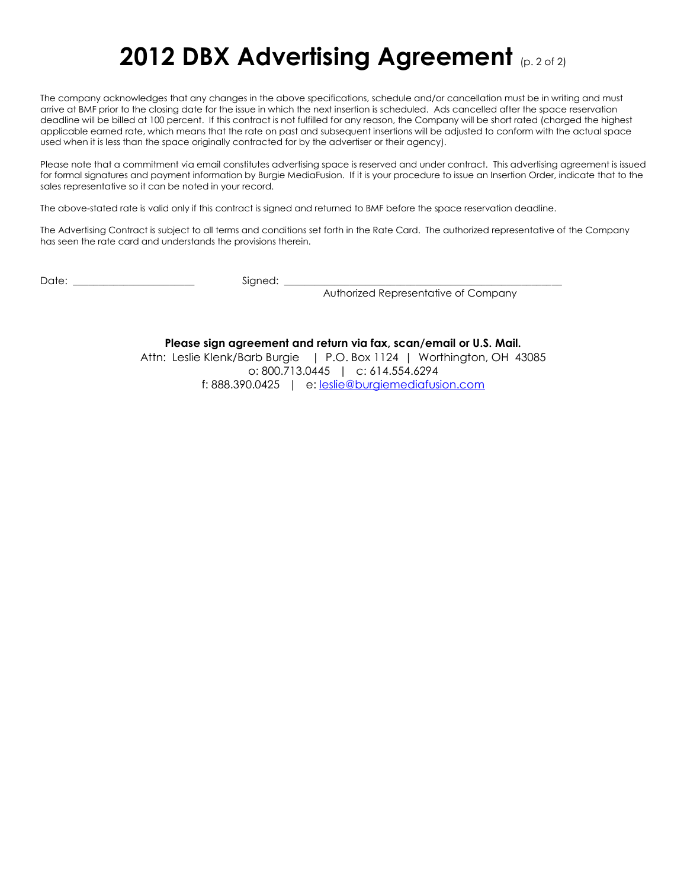# 2012 DBX Advertising Agreement (p. 2 of 2)

The company acknowledges that any changes in the above specifications, schedule and/or cancellation must be in writing and must arrive at BMF prior to the closing date for the issue in which the next insertion is scheduled. Ads cancelled after the space reservation deadline will be billed at 100 percent. If this contract is not fulfilled for any reason, the Company will be short rated (charged the highest applicable earned rate, which means that the rate on past and subsequent insertions will be adjusted to conform with the actual space used when it is less than the space originally contracted for by the advertiser or their agency).

Please note that a commitment via email constitutes advertising space is reserved and under contract. This advertising agreement is issued for formal signatures and payment information by Burgie MediaFusion. If it is your procedure to issue an Insertion Order, indicate that to the sales representative so it can be noted in your record.

The above-stated rate is valid only if this contract is signed and returned to BMF before the space reservation deadline.

The Advertising Contract is subject to all terms and conditions set forth in the Rate Card. The authorized representative of the Company has seen the rate card and understands the provisions therein.

Date: ________________________ Signed: ________________________________________________________

Authorized Representative of Company

**Please sign agreement and return via fax, scan/email or U.S. Mail.**

Attn: Leslie Klenk/Barb Burgie | P.O. Box 1124 | Worthington, OH 43085

o: 800.713.0445 | c: 614.554.6294

f: 888.390.0425 | e: leslie@burgiemediafusion.com